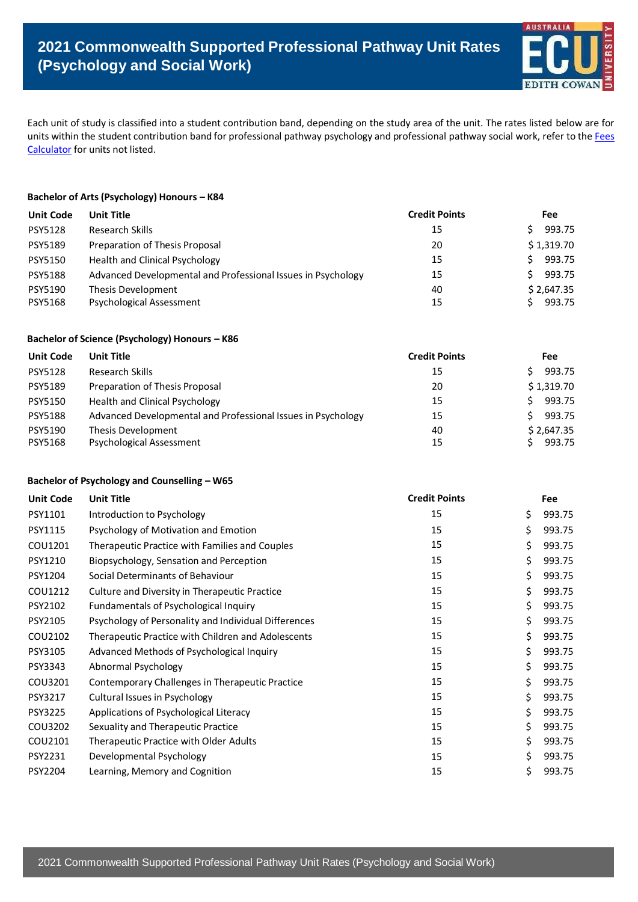# 2021 Commonwealth Supported Professional Pathway Unit Rates (Psychology and Social Work)

Each unit of study is classified into a student contribution band, depending on the study area of the unit. The rates listed below are for units within the student contribution band for professional pathway psychology and professional pathway social work, refer to the Fees Calculator for units not listed.

**Bachelor of Arts (Psychology) Honours – K84**

| Unit Code | Unit Title | Credit Points | Fee |
|---|---|---|---|
| PSY5128 | Research Skills | 15 | $ 993.75 |
| PSY5189 | Preparation of Thesis Proposal | 20 | $ 1,319.70 |
| PSY5150 | Health and Clinical Psychology | 15 | $ 993.75 |
| PSY5188 | Advanced Developmental and Professional Issues in Psychology | 15 | $ 993.75 |
| PSY5190 | Thesis Development | 40 | $ 2,647.35 |
| PSY5168 | Psychological Assessment | 15 | $ 993.75 |

**Bachelor of Science (Psychology) Honours – K86**

| Unit Code | Unit Title | Credit Points | Fee |
|---|---|---|---|
| PSY5128 | Research Skills | 15 | $ 993.75 |
| PSY5189 | Preparation of Thesis Proposal | 20 | $ 1,319.70 |
| PSY5150 | Health and Clinical Psychology | 15 | $ 993.75 |
| PSY5188 | Advanced Developmental and Professional Issues in Psychology | 15 | $ 993.75 |
| PSY5190 | Thesis Development | 40 | $ 2,647.35 |
| PSY5168 | Psychological Assessment | 15 | $ 993.75 |

**Bachelor of Psychology and Counselling – W65**

| Unit Code | Unit Title | Credit Points | Fee |
|---|---|---|---|
| PSY1101 | Introduction to Psychology | 15 | $ 993.75 |
| PSY1115 | Psychology of Motivation and Emotion | 15 | $ 993.75 |
| COU1201 | Therapeutic Practice with Families and Couples | 15 | $ 993.75 |
| PSY1210 | Biopsychology, Sensation and Perception | 15 | $ 993.75 |
| PSY1204 | Social Determinants of Behaviour | 15 | $ 993.75 |
| COU1212 | Culture and Diversity in Therapeutic Practice | 15 | $ 993.75 |
| PSY2102 | Fundamentals of Psychological Inquiry | 15 | $ 993.75 |
| PSY2105 | Psychology of Personality and Individual Differences | 15 | $ 993.75 |
| COU2102 | Therapeutic Practice with Children and Adolescents | 15 | $ 993.75 |
| PSY3105 | Advanced Methods of Psychological Inquiry | 15 | $ 993.75 |
| PSY3343 | Abnormal Psychology | 15 | $ 993.75 |
| COU3201 | Contemporary Challenges in Therapeutic Practice | 15 | $ 993.75 |
| PSY3217 | Cultural Issues in Psychology | 15 | $ 993.75 |
| PSY3225 | Applications of Psychological Literacy | 15 | $ 993.75 |
| COU3202 | Sexuality and Therapeutic Practice | 15 | $ 993.75 |
| COU2101 | Therapeutic Practice with Older Adults | 15 | $ 993.75 |
| PSY2231 | Developmental Psychology | 15 | $ 993.75 |
| PSY2204 | Learning, Memory and Cognition | 15 | $ 993.75 |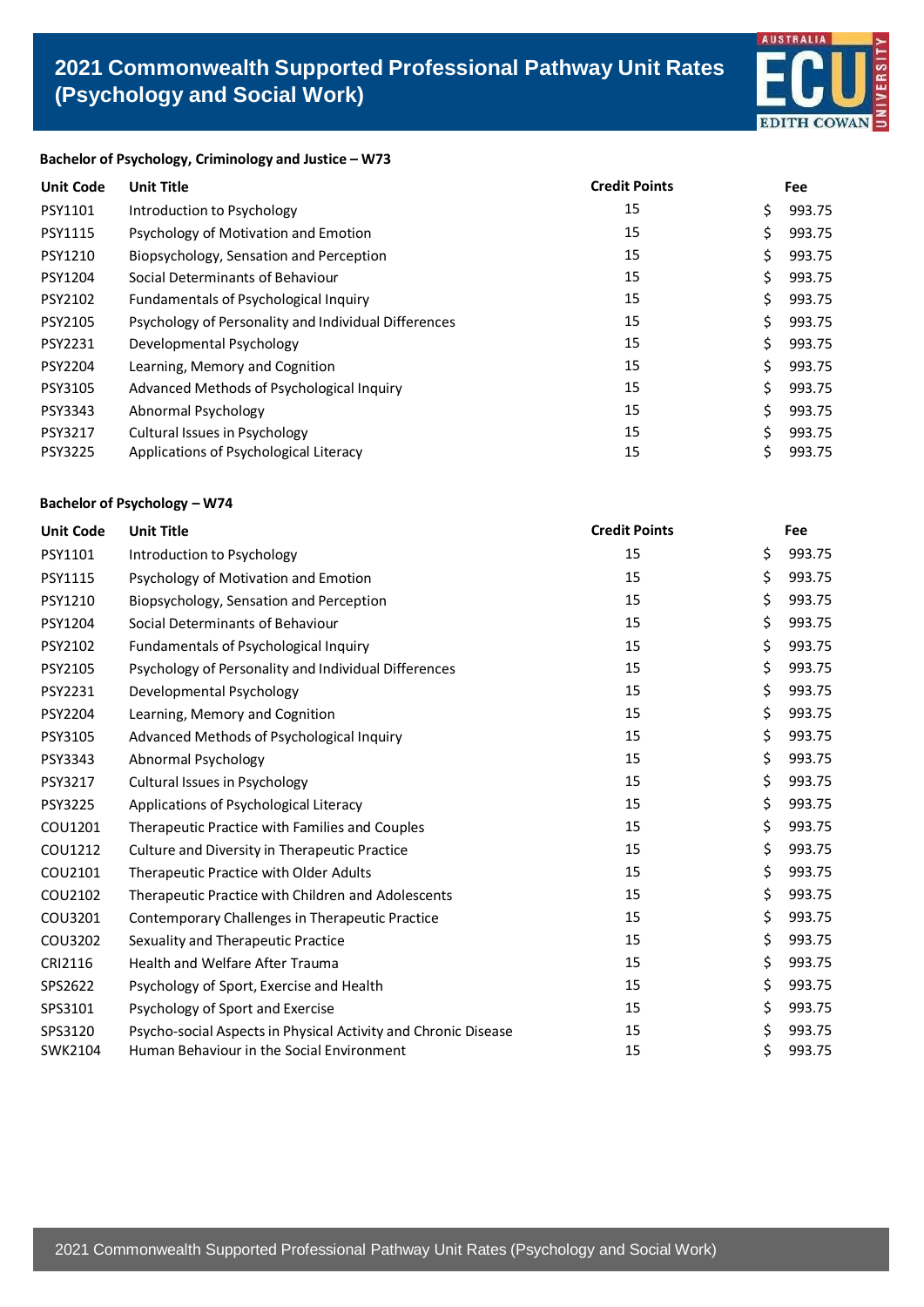# 2021 Commonwealth Supported Professional Pathway Unit Rates (Psychology and Social Work)

**Bachelor of Psychology, Criminology and Justice – W73**

| Unit Code | Unit Title | Credit Points | Fee |
|---|---|---|---|
| PSY1101 | Introduction to Psychology | 15 | $ 993.75 |
| PSY1115 | Psychology of Motivation and Emotion | 15 | $ 993.75 |
| PSY1210 | Biopsychology, Sensation and Perception | 15 | $ 993.75 |
| PSY1204 | Social Determinants of Behaviour | 15 | $ 993.75 |
| PSY2102 | Fundamentals of Psychological Inquiry | 15 | $ 993.75 |
| PSY2105 | Psychology of Personality and Individual Differences | 15 | $ 993.75 |
| PSY2231 | Developmental Psychology | 15 | $ 993.75 |
| PSY2204 | Learning, Memory and Cognition | 15 | $ 993.75 |
| PSY3105 | Advanced Methods of Psychological Inquiry | 15 | $ 993.75 |
| PSY3343 | Abnormal Psychology | 15 | $ 993.75 |
| PSY3217 | Cultural Issues in Psychology | 15 | $ 993.75 |
| PSY3225 | Applications of Psychological Literacy | 15 | $ 993.75 |

**Bachelor of Psychology – W74**

| Unit Code | Unit Title | Credit Points | Fee |
|---|---|---|---|
| PSY1101 | Introduction to Psychology | 15 | $ 993.75 |
| PSY1115 | Psychology of Motivation and Emotion | 15 | $ 993.75 |
| PSY1210 | Biopsychology, Sensation and Perception | 15 | $ 993.75 |
| PSY1204 | Social Determinants of Behaviour | 15 | $ 993.75 |
| PSY2102 | Fundamentals of Psychological Inquiry | 15 | $ 993.75 |
| PSY2105 | Psychology of Personality and Individual Differences | 15 | $ 993.75 |
| PSY2231 | Developmental Psychology | 15 | $ 993.75 |
| PSY2204 | Learning, Memory and Cognition | 15 | $ 993.75 |
| PSY3105 | Advanced Methods of Psychological Inquiry | 15 | $ 993.75 |
| PSY3343 | Abnormal Psychology | 15 | $ 993.75 |
| PSY3217 | Cultural Issues in Psychology | 15 | $ 993.75 |
| PSY3225 | Applications of Psychological Literacy | 15 | $ 993.75 |
| COU1201 | Therapeutic Practice with Families and Couples | 15 | $ 993.75 |
| COU1212 | Culture and Diversity in Therapeutic Practice | 15 | $ 993.75 |
| COU2101 | Therapeutic Practice with Older Adults | 15 | $ 993.75 |
| COU2102 | Therapeutic Practice with Children and Adolescents | 15 | $ 993.75 |
| COU3201 | Contemporary Challenges in Therapeutic Practice | 15 | $ 993.75 |
| COU3202 | Sexuality and Therapeutic Practice | 15 | $ 993.75 |
| CRI2116 | Health and Welfare After Trauma | 15 | $ 993.75 |
| SPS2622 | Psychology of Sport, Exercise and Health | 15 | $ 993.75 |
| SPS3101 | Psychology of Sport and Exercise | 15 | $ 993.75 |
| SPS3120 | Psycho-social Aspects in Physical Activity and Chronic Disease | 15 | $ 993.75 |
| SWK2104 | Human Behaviour in the Social Environment | 15 | $ 993.75 |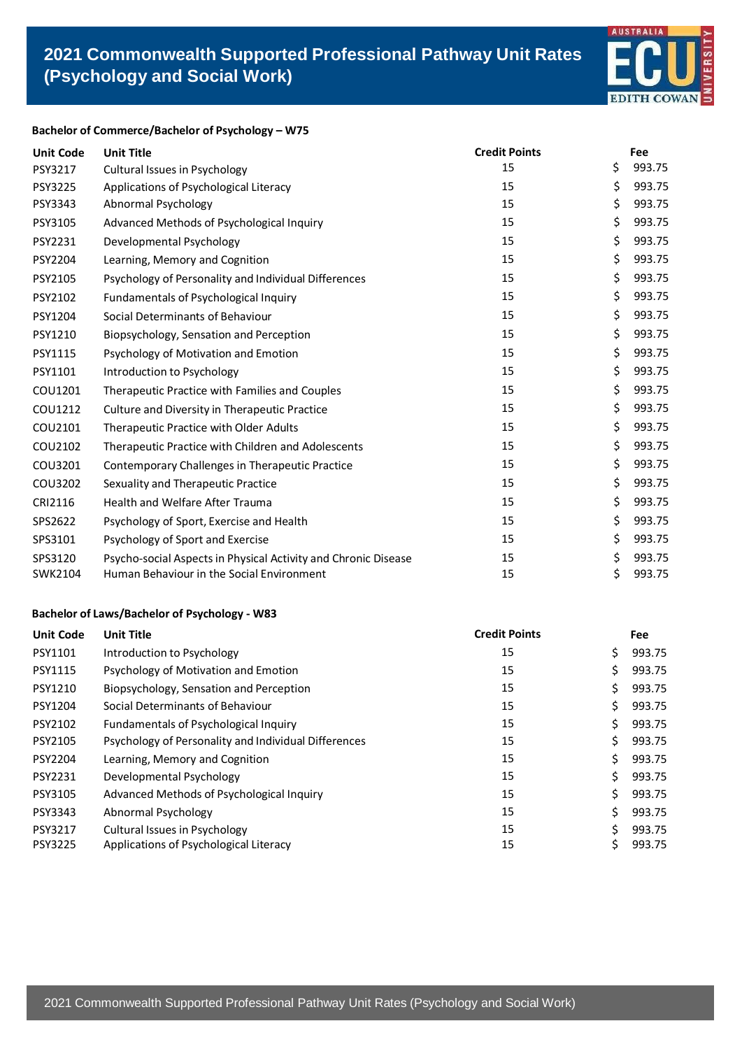# 2021 Commonwealth Supported Professional Pathway Unit Rates (Psychology and Social Work)

### Bachelor of Commerce/Bachelor of Psychology – W75

| Unit Code | Unit Title | Credit Points | Fee |
|---|---|---|---|
| PSY3217 | Cultural Issues in Psychology | 15 | $ 993.75 |
| PSY3225 | Applications of Psychological Literacy | 15 | $ 993.75 |
| PSY3343 | Abnormal Psychology | 15 | $ 993.75 |
| PSY3105 | Advanced Methods of Psychological Inquiry | 15 | $ 993.75 |
| PSY2231 | Developmental Psychology | 15 | $ 993.75 |
| PSY2204 | Learning, Memory and Cognition | 15 | $ 993.75 |
| PSY2105 | Psychology of Personality and Individual Differences | 15 | $ 993.75 |
| PSY2102 | Fundamentals of Psychological Inquiry | 15 | $ 993.75 |
| PSY1204 | Social Determinants of Behaviour | 15 | $ 993.75 |
| PSY1210 | Biopsychology, Sensation and Perception | 15 | $ 993.75 |
| PSY1115 | Psychology of Motivation and Emotion | 15 | $ 993.75 |
| PSY1101 | Introduction to Psychology | 15 | $ 993.75 |
| COU1201 | Therapeutic Practice with Families and Couples | 15 | $ 993.75 |
| COU1212 | Culture and Diversity in Therapeutic Practice | 15 | $ 993.75 |
| COU2101 | Therapeutic Practice with Older Adults | 15 | $ 993.75 |
| COU2102 | Therapeutic Practice with Children and Adolescents | 15 | $ 993.75 |
| COU3201 | Contemporary Challenges in Therapeutic Practice | 15 | $ 993.75 |
| COU3202 | Sexuality and Therapeutic Practice | 15 | $ 993.75 |
| CRI2116 | Health and Welfare After Trauma | 15 | $ 993.75 |
| SPS2622 | Psychology of Sport, Exercise and Health | 15 | $ 993.75 |
| SPS3101 | Psychology of Sport and Exercise | 15 | $ 993.75 |
| SPS3120 | Psycho-social Aspects in Physical Activity and Chronic Disease | 15 | $ 993.75 |
| SWK2104 | Human Behaviour in the Social Environment | 15 | $ 993.75 |

### Bachelor of Laws/Bachelor of Psychology - W83

| Unit Code | Unit Title | Credit Points | Fee |
|---|---|---|---|
| PSY1101 | Introduction to Psychology | 15 | $ 993.75 |
| PSY1115 | Psychology of Motivation and Emotion | 15 | $ 993.75 |
| PSY1210 | Biopsychology, Sensation and Perception | 15 | $ 993.75 |
| PSY1204 | Social Determinants of Behaviour | 15 | $ 993.75 |
| PSY2102 | Fundamentals of Psychological Inquiry | 15 | $ 993.75 |
| PSY2105 | Psychology of Personality and Individual Differences | 15 | $ 993.75 |
| PSY2204 | Learning, Memory and Cognition | 15 | $ 993.75 |
| PSY2231 | Developmental Psychology | 15 | $ 993.75 |
| PSY3105 | Advanced Methods of Psychological Inquiry | 15 | $ 993.75 |
| PSY3343 | Abnormal Psychology | 15 | $ 993.75 |
| PSY3217 | Cultural Issues in Psychology | 15 | $ 993.75 |
| PSY3225 | Applications of Psychological Literacy | 15 | $ 993.75 |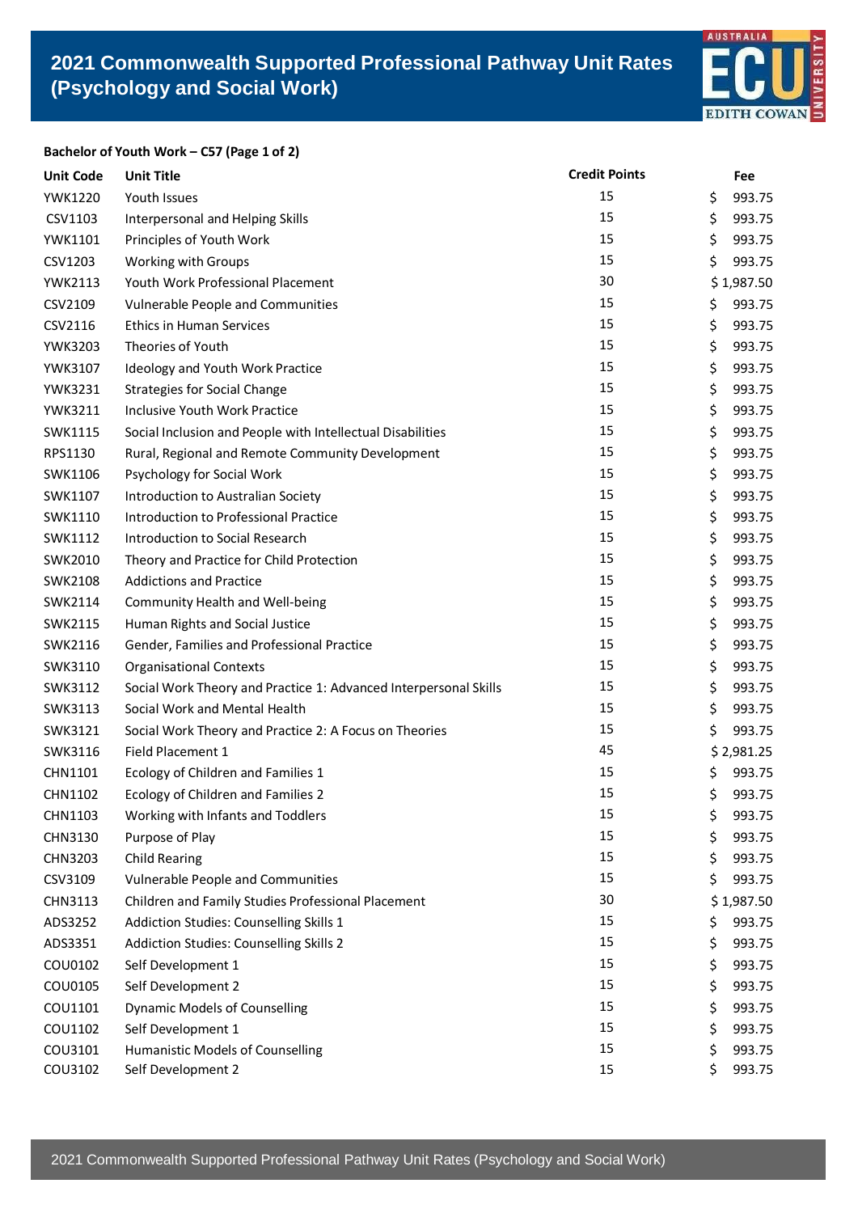# 2021 Commonwealth Supported Professional Pathway Unit Rates (Psychology and Social Work)

**Bachelor of Youth Work – C57 (Page 1 of 2)**

| Unit Code | Unit Title | Credit Points | Fee |
|---|---|---|---|
| YWK1220 | Youth Issues | 15 | $ 993.75 |
| CSV1103 | Interpersonal and Helping Skills | 15 | $ 993.75 |
| YWK1101 | Principles of Youth Work | 15 | $ 993.75 |
| CSV1203 | Working with Groups | 15 | $ 993.75 |
| YWK2113 | Youth Work Professional Placement | 30 | $ 1,987.50 |
| CSV2109 | Vulnerable People and Communities | 15 | $ 993.75 |
| CSV2116 | Ethics in Human Services | 15 | $ 993.75 |
| YWK3203 | Theories of Youth | 15 | $ 993.75 |
| YWK3107 | Ideology and Youth Work Practice | 15 | $ 993.75 |
| YWK3231 | Strategies for Social Change | 15 | $ 993.75 |
| YWK3211 | Inclusive Youth Work Practice | 15 | $ 993.75 |
| SWK1115 | Social Inclusion and People with Intellectual Disabilities | 15 | $ 993.75 |
| RPS1130 | Rural, Regional and Remote Community Development | 15 | $ 993.75 |
| SWK1106 | Psychology for Social Work | 15 | $ 993.75 |
| SWK1107 | Introduction to Australian Society | 15 | $ 993.75 |
| SWK1110 | Introduction to Professional Practice | 15 | $ 993.75 |
| SWK1112 | Introduction to Social Research | 15 | $ 993.75 |
| SWK2010 | Theory and Practice for Child Protection | 15 | $ 993.75 |
| SWK2108 | Addictions and Practice | 15 | $ 993.75 |
| SWK2114 | Community Health and Well-being | 15 | $ 993.75 |
| SWK2115 | Human Rights and Social Justice | 15 | $ 993.75 |
| SWK2116 | Gender, Families and Professional Practice | 15 | $ 993.75 |
| SWK3110 | Organisational Contexts | 15 | $ 993.75 |
| SWK3112 | Social Work Theory and Practice 1: Advanced Interpersonal Skills | 15 | $ 993.75 |
| SWK3113 | Social Work and Mental Health | 15 | $ 993.75 |
| SWK3121 | Social Work Theory and Practice 2: A Focus on Theories | 15 | $ 993.75 |
| SWK3116 | Field Placement 1 | 45 | $ 2,981.25 |
| CHN1101 | Ecology of Children and Families 1 | 15 | $ 993.75 |
| CHN1102 | Ecology of Children and Families 2 | 15 | $ 993.75 |
| CHN1103 | Working with Infants and Toddlers | 15 | $ 993.75 |
| CHN3130 | Purpose of Play | 15 | $ 993.75 |
| CHN3203 | Child Rearing | 15 | $ 993.75 |
| CSV3109 | Vulnerable People and Communities | 15 | $ 993.75 |
| CHN3113 | Children and Family Studies Professional Placement | 30 | $ 1,987.50 |
| ADS3252 | Addiction Studies: Counselling Skills 1 | 15 | $ 993.75 |
| ADS3351 | Addiction Studies: Counselling Skills 2 | 15 | $ 993.75 |
| COU0102 | Self Development 1 | 15 | $ 993.75 |
| COU0105 | Self Development 2 | 15 | $ 993.75 |
| COU1101 | Dynamic Models of Counselling | 15 | $ 993.75 |
| COU1102 | Self Development 1 | 15 | $ 993.75 |
| COU3101 | Humanistic Models of Counselling | 15 | $ 993.75 |
| COU3102 | Self Development 2 | 15 | $ 993.75 |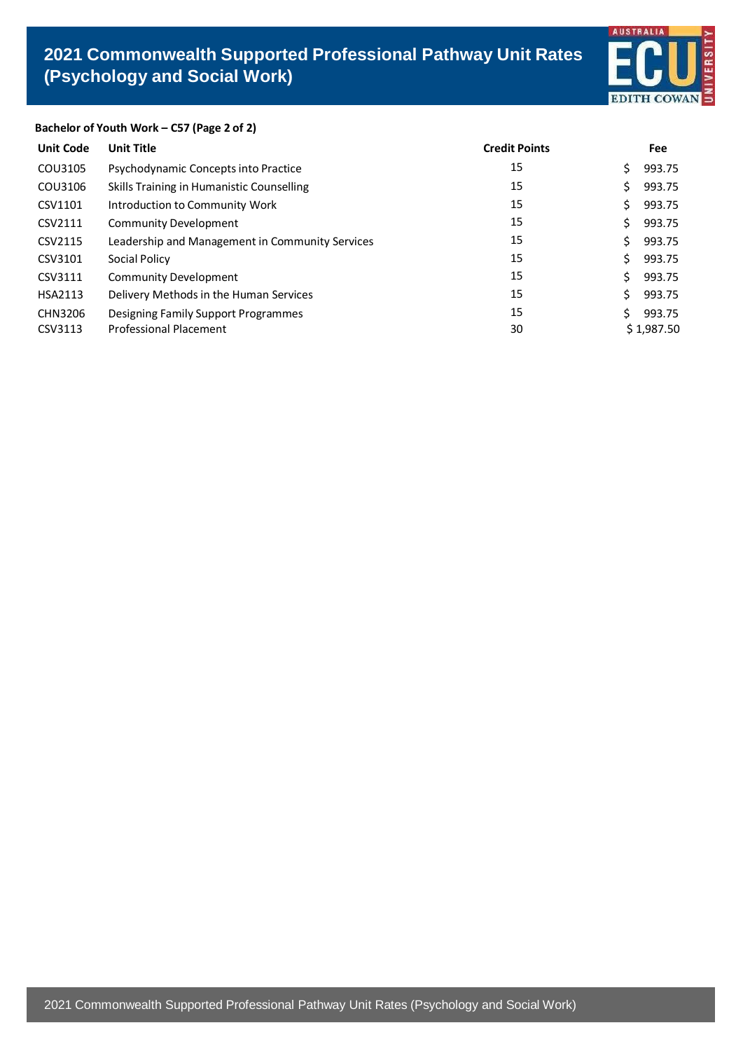# 2021 Commonwealth Supported Professional Pathway Unit Rates (Psychology and Social Work)

**Bachelor of Youth Work – C57 (Page 2 of 2)**

| Unit Code | Unit Title | Credit Points | Fee |
|---|---|---|---|
| COU3105 | Psychodynamic Concepts into Practice | 15 | $ 993.75 |
| COU3106 | Skills Training in Humanistic Counselling | 15 | $ 993.75 |
| CSV1101 | Introduction to Community Work | 15 | $ 993.75 |
| CSV2111 | Community Development | 15 | $ 993.75 |
| CSV2115 | Leadership and Management in Community Services | 15 | $ 993.75 |
| CSV3101 | Social Policy | 15 | $ 993.75 |
| CSV3111 | Community Development | 15 | $ 993.75 |
| HSA2113 | Delivery Methods in the Human Services | 15 | $ 993.75 |
| CHN3206 | Designing Family Support Programmes | 15 | $ 993.75 |
| CSV3113 | Professional Placement | 30 | $ 1,987.50 |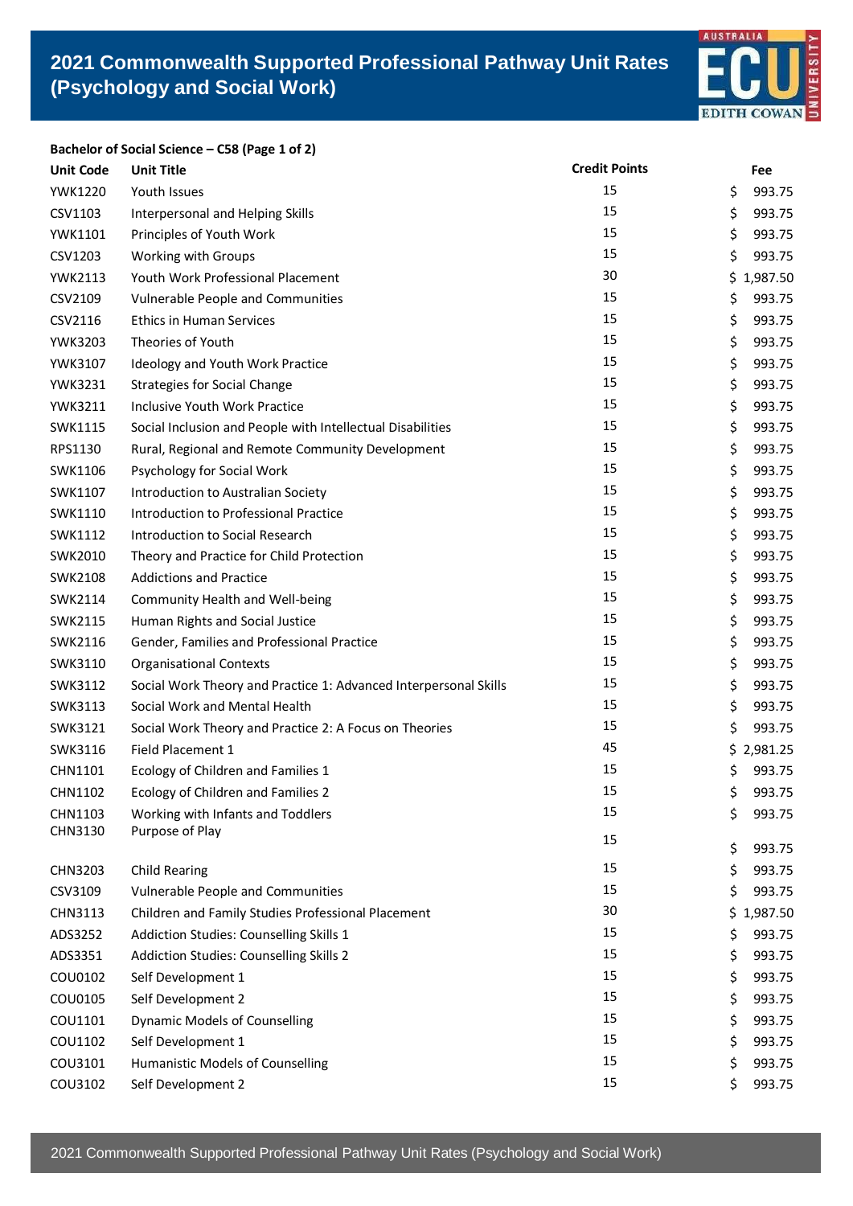# 2021 Commonwealth Supported Professional Pathway Unit Rates (Psychology and Social Work)

**Bachelor of Social Science – C58 (Page 1 of 2)**

| Unit Code | Unit Title | Credit Points | Fee |
|---|---|---|---|
| YWK1220 | Youth Issues | 15 | $ 993.75 |
| CSV1103 | Interpersonal and Helping Skills | 15 | $ 993.75 |
| YWK1101 | Principles of Youth Work | 15 | $ 993.75 |
| CSV1203 | Working with Groups | 15 | $ 993.75 |
| YWK2113 | Youth Work Professional Placement | 30 | $ 1,987.50 |
| CSV2109 | Vulnerable People and Communities | 15 | $ 993.75 |
| CSV2116 | Ethics in Human Services | 15 | $ 993.75 |
| YWK3203 | Theories of Youth | 15 | $ 993.75 |
| YWK3107 | Ideology and Youth Work Practice | 15 | $ 993.75 |
| YWK3231 | Strategies for Social Change | 15 | $ 993.75 |
| YWK3211 | Inclusive Youth Work Practice | 15 | $ 993.75 |
| SWK1115 | Social Inclusion and People with Intellectual Disabilities | 15 | $ 993.75 |
| RPS1130 | Rural, Regional and Remote Community Development | 15 | $ 993.75 |
| SWK1106 | Psychology for Social Work | 15 | $ 993.75 |
| SWK1107 | Introduction to Australian Society | 15 | $ 993.75 |
| SWK1110 | Introduction to Professional Practice | 15 | $ 993.75 |
| SWK1112 | Introduction to Social Research | 15 | $ 993.75 |
| SWK2010 | Theory and Practice for Child Protection | 15 | $ 993.75 |
| SWK2108 | Addictions and Practice | 15 | $ 993.75 |
| SWK2114 | Community Health and Well-being | 15 | $ 993.75 |
| SWK2115 | Human Rights and Social Justice | 15 | $ 993.75 |
| SWK2116 | Gender, Families and Professional Practice | 15 | $ 993.75 |
| SWK3110 | Organisational Contexts | 15 | $ 993.75 |
| SWK3112 | Social Work Theory and Practice 1: Advanced Interpersonal Skills | 15 | $ 993.75 |
| SWK3113 | Social Work and Mental Health | 15 | $ 993.75 |
| SWK3121 | Social Work Theory and Practice 2: A Focus on Theories | 15 | $ 993.75 |
| SWK3116 | Field Placement 1 | 45 | $ 2,981.25 |
| CHN1101 | Ecology of Children and Families 1 | 15 | $ 993.75 |
| CHN1102 | Ecology of Children and Families 2 | 15 | $ 993.75 |
| CHN1103 | Working with Infants and Toddlers | 15 | $ 993.75 |
| CHN3130 | Purpose of Play | 15 | $ 993.75 |
| CHN3203 | Child Rearing | 15 | $ 993.75 |
| CSV3109 | Vulnerable People and Communities | 15 | $ 993.75 |
| CHN3113 | Children and Family Studies Professional Placement | 30 | $ 1,987.50 |
| ADS3252 | Addiction Studies: Counselling Skills 1 | 15 | $ 993.75 |
| ADS3351 | Addiction Studies: Counselling Skills 2 | 15 | $ 993.75 |
| COU0102 | Self Development 1 | 15 | $ 993.75 |
| COU0105 | Self Development 2 | 15 | $ 993.75 |
| COU1101 | Dynamic Models of Counselling | 15 | $ 993.75 |
| COU1102 | Self Development 1 | 15 | $ 993.75 |
| COU3101 | Humanistic Models of Counselling | 15 | $ 993.75 |
| COU3102 | Self Development 2 | 15 | $ 993.75 |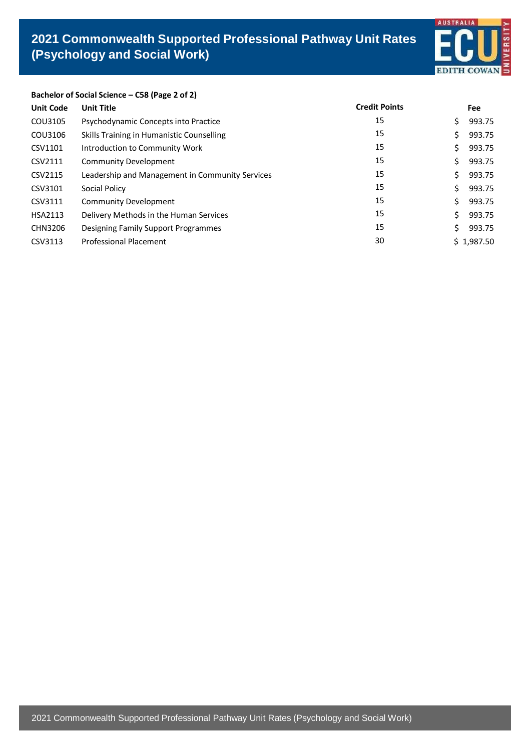# 2021 Commonwealth Supported Professional Pathway Unit Rates (Psychology and Social Work)

**Bachelor of Social Science – C58 (Page 2 of 2)**

| Unit Code | Unit Title | Credit Points | Fee |
|---|---|---|---|
| COU3105 | Psychodynamic Concepts into Practice | 15 | $ 993.75 |
| COU3106 | Skills Training in Humanistic Counselling | 15 | $ 993.75 |
| CSV1101 | Introduction to Community Work | 15 | $ 993.75 |
| CSV2111 | Community Development | 15 | $ 993.75 |
| CSV2115 | Leadership and Management in Community Services | 15 | $ 993.75 |
| CSV3101 | Social Policy | 15 | $ 993.75 |
| CSV3111 | Community Development | 15 | $ 993.75 |
| HSA2113 | Delivery Methods in the Human Services | 15 | $ 993.75 |
| CHN3206 | Designing Family Support Programmes | 15 | $ 993.75 |
| CSV3113 | Professional Placement | 30 | $ 1,987.50 |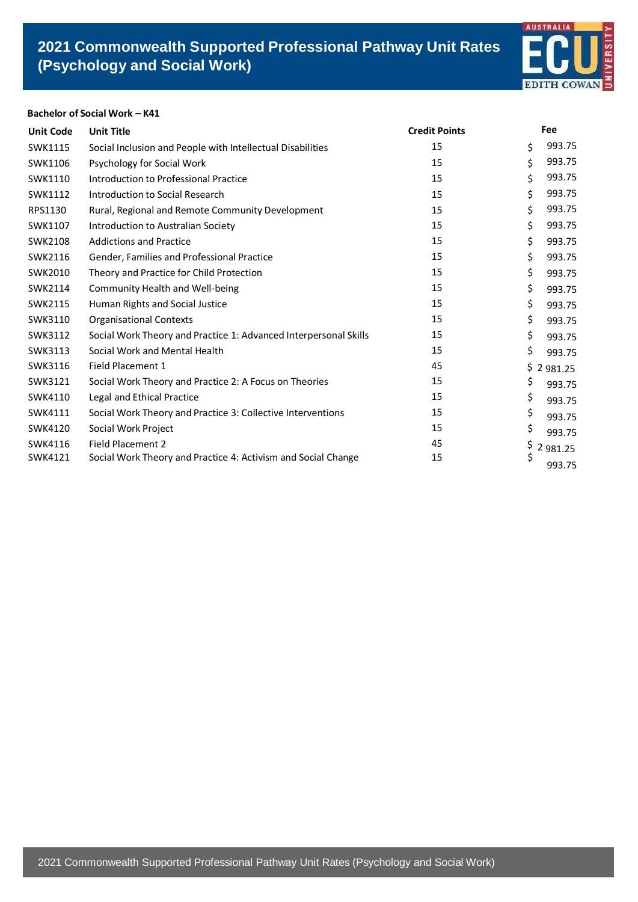# 2021 Commonwealth Supported Professional Pathway Unit Rates (Psychology and Social Work)

**Bachelor of Social Work – K41**

| Unit Code | Unit Title | Credit Points | Fee |
|---|---|---|---|
| SWK1115 | Social Inclusion and People with Intellectual Disabilities | 15 | $ 993.75 |
| SWK1106 | Psychology for Social Work | 15 | $ 993.75 |
| SWK1110 | Introduction to Professional Practice | 15 | $ 993.75 |
| SWK1112 | Introduction to Social Research | 15 | $ 993.75 |
| RPS1130 | Rural, Regional and Remote Community Development | 15 | $ 993.75 |
| SWK1107 | Introduction to Australian Society | 15 | $ 993.75 |
| SWK2108 | Addictions and Practice | 15 | $ 993.75 |
| SWK2116 | Gender, Families and Professional Practice | 15 | $ 993.75 |
| SWK2010 | Theory and Practice for Child Protection | 15 | $ 993.75 |
| SWK2114 | Community Health and Well-being | 15 | $ 993.75 |
| SWK2115 | Human Rights and Social Justice | 15 | $ 993.75 |
| SWK3110 | Organisational Contexts | 15 | $ 993.75 |
| SWK3112 | Social Work Theory and Practice 1: Advanced Interpersonal Skills | 15 | $ 993.75 |
| SWK3113 | Social Work and Mental Health | 15 | $ 993.75 |
| SWK3116 | Field Placement 1 | 45 | $ 2 981.25 |
| SWK3121 | Social Work Theory and Practice 2: A Focus on Theories | 15 | $ 993.75 |
| SWK4110 | Legal and Ethical Practice | 15 | $ 993.75 |
| SWK4111 | Social Work Theory and Practice 3: Collective Interventions | 15 | $ 993.75 |
| SWK4120 | Social Work Project | 15 | $ 993.75 |
| SWK4116 | Field Placement 2 | 45 | $ 2 981.25 |
| SWK4121 | Social Work Theory and Practice 4: Activism and Social Change | 15 | $ 993.75 |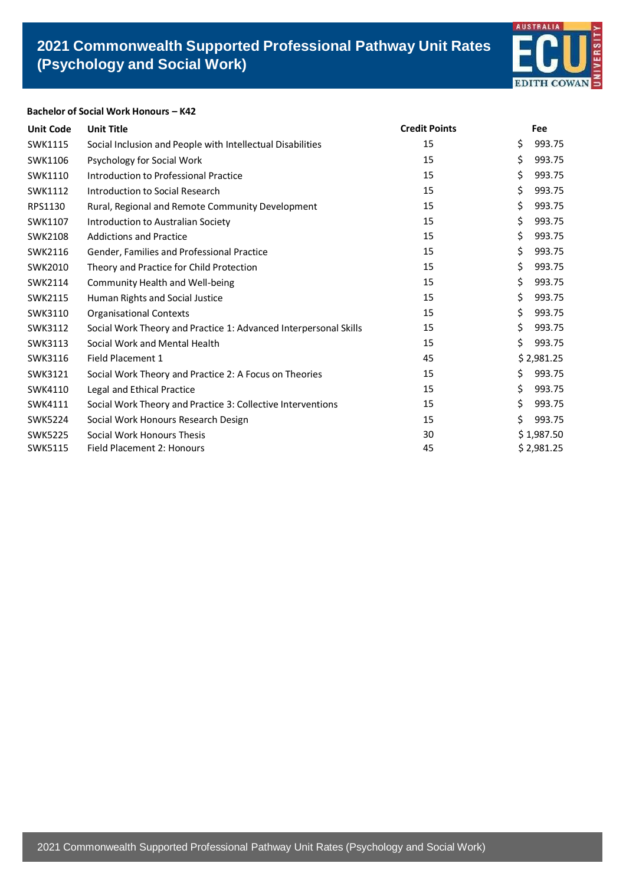# 2021 Commonwealth Supported Professional Pathway Unit Rates (Psychology and Social Work)

**Bachelor of Social Work Honours – K42**

| Unit Code | Unit Title | Credit Points | Fee |
|---|---|---|---|
| SWK1115 | Social Inclusion and People with Intellectual Disabilities | 15 | $ 993.75 |
| SWK1106 | Psychology for Social Work | 15 | $ 993.75 |
| SWK1110 | Introduction to Professional Practice | 15 | $ 993.75 |
| SWK1112 | Introduction to Social Research | 15 | $ 993.75 |
| RPS1130 | Rural, Regional and Remote Community Development | 15 | $ 993.75 |
| SWK1107 | Introduction to Australian Society | 15 | $ 993.75 |
| SWK2108 | Addictions and Practice | 15 | $ 993.75 |
| SWK2116 | Gender, Families and Professional Practice | 15 | $ 993.75 |
| SWK2010 | Theory and Practice for Child Protection | 15 | $ 993.75 |
| SWK2114 | Community Health and Well-being | 15 | $ 993.75 |
| SWK2115 | Human Rights and Social Justice | 15 | $ 993.75 |
| SWK3110 | Organisational Contexts | 15 | $ 993.75 |
| SWK3112 | Social Work Theory and Practice 1: Advanced Interpersonal Skills | 15 | $ 993.75 |
| SWK3113 | Social Work and Mental Health | 15 | $ 993.75 |
| SWK3116 | Field Placement 1 | 45 | $ 2,981.25 |
| SWK3121 | Social Work Theory and Practice 2: A Focus on Theories | 15 | $ 993.75 |
| SWK4110 | Legal and Ethical Practice | 15 | $ 993.75 |
| SWK4111 | Social Work Theory and Practice 3: Collective Interventions | 15 | $ 993.75 |
| SWK5224 | Social Work Honours Research Design | 15 | $ 993.75 |
| SWK5225 | Social Work Honours Thesis | 30 | $ 1,987.50 |
| SWK5115 | Field Placement 2: Honours | 45 | $ 2,981.25 |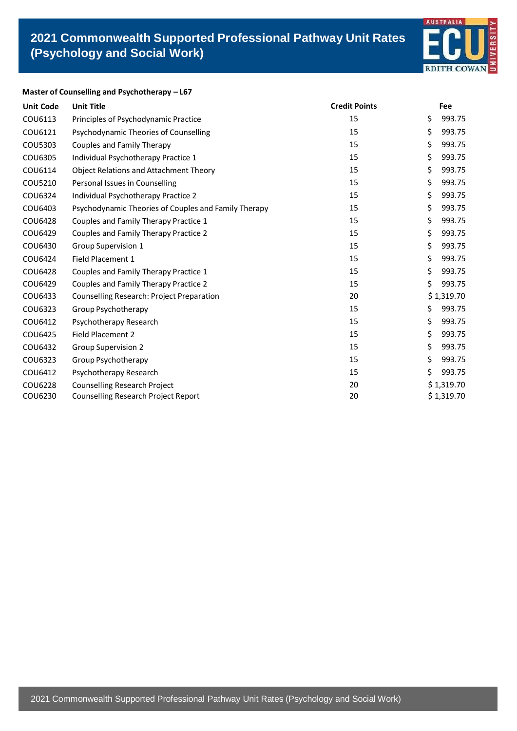# 2021 Commonwealth Supported Professional Pathway Unit Rates (Psychology and Social Work)

**Master of Counselling and Psychotherapy – L67**

| Unit Code | Unit Title | Credit Points | Fee |
|---|---|---|---|
| COU6113 | Principles of Psychodynamic Practice | 15 | $ 993.75 |
| COU6121 | Psychodynamic Theories of Counselling | 15 | $ 993.75 |
| COU5303 | Couples and Family Therapy | 15 | $ 993.75 |
| COU6305 | Individual Psychotherapy Practice 1 | 15 | $ 993.75 |
| COU6114 | Object Relations and Attachment Theory | 15 | $ 993.75 |
| COU5210 | Personal Issues in Counselling | 15 | $ 993.75 |
| COU6324 | Individual Psychotherapy Practice 2 | 15 | $ 993.75 |
| COU6403 | Psychodynamic Theories of Couples and Family Therapy | 15 | $ 993.75 |
| COU6428 | Couples and Family Therapy Practice 1 | 15 | $ 993.75 |
| COU6429 | Couples and Family Therapy Practice 2 | 15 | $ 993.75 |
| COU6430 | Group Supervision 1 | 15 | $ 993.75 |
| COU6424 | Field Placement 1 | 15 | $ 993.75 |
| COU6428 | Couples and Family Therapy Practice 1 | 15 | $ 993.75 |
| COU6429 | Couples and Family Therapy Practice 2 | 15 | $ 993.75 |
| COU6433 | Counselling Research: Project Preparation | 20 | $ 1,319.70 |
| COU6323 | Group Psychotherapy | 15 | $ 993.75 |
| COU6412 | Psychotherapy Research | 15 | $ 993.75 |
| COU6425 | Field Placement 2 | 15 | $ 993.75 |
| COU6432 | Group Supervision 2 | 15 | $ 993.75 |
| COU6323 | Group Psychotherapy | 15 | $ 993.75 |
| COU6412 | Psychotherapy Research | 15 | $ 993.75 |
| COU6228 | Counselling Research Project | 20 | $ 1,319.70 |
| COU6230 | Counselling Research Project Report | 20 | $ 1,319.70 |